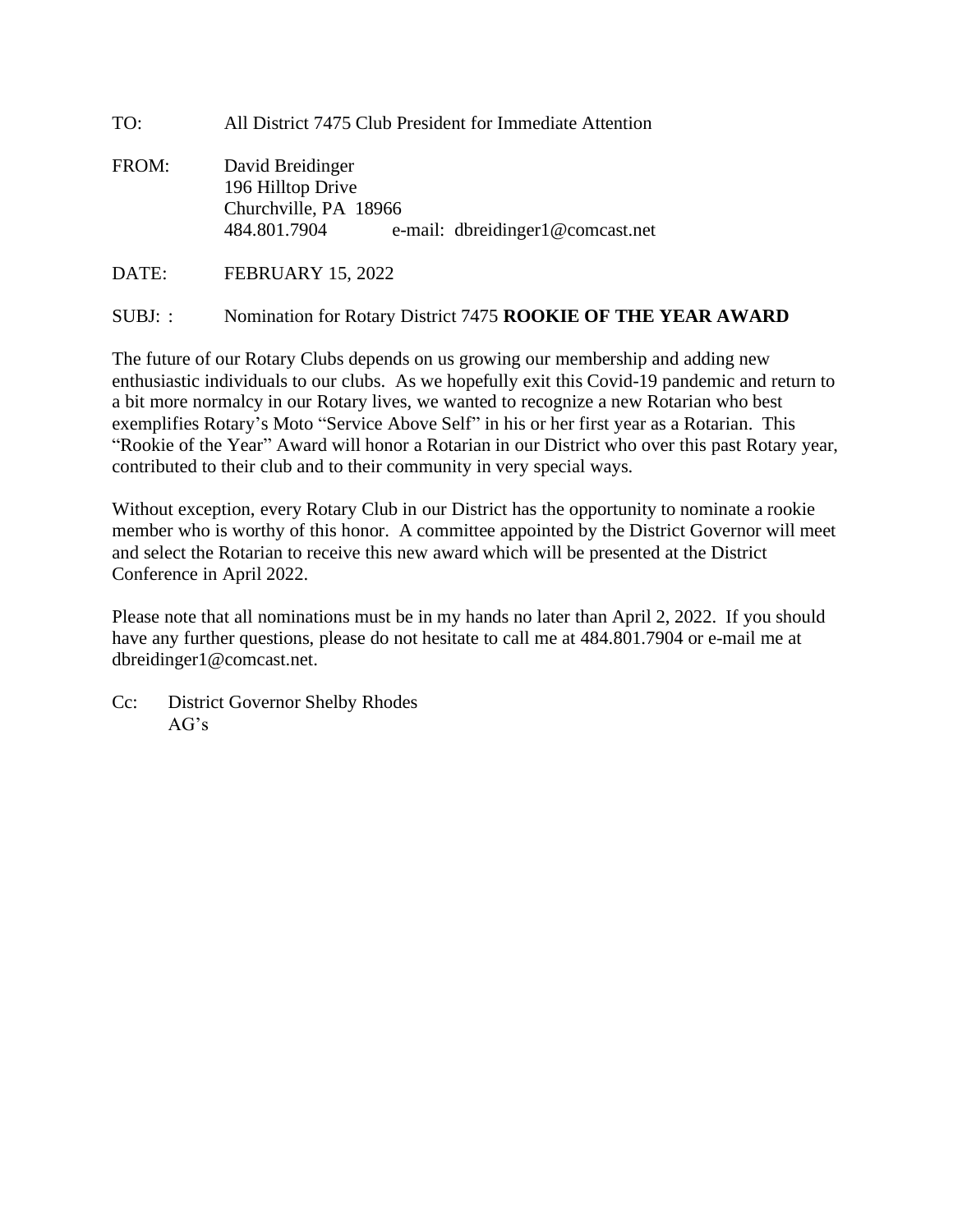TO: All District 7475 Club President for Immediate Attention

FROM: David Breidinger
196 Hilltop Drive
Churchville, PA 18966
484.801.7904 e-mail: dbreidinger1@comcast.net

DATE: FEBRUARY 15, 2022

SUBJ: : Nomination for Rotary District 7475 **ROOKIE OF THE YEAR AWARD**

The future of our Rotary Clubs depends on us growing our membership and adding new enthusiastic individuals to our clubs. As we hopefully exit this Covid-19 pandemic and return to a bit more normalcy in our Rotary lives, we wanted to recognize a new Rotarian who best exemplifies Rotary's Moto "Service Above Self" in his or her first year as a Rotarian. This "Rookie of the Year" Award will honor a Rotarian in our District who over this past Rotary year, contributed to their club and to their community in very special ways.

Without exception, every Rotary Club in our District has the opportunity to nominate a rookie member who is worthy of this honor. A committee appointed by the District Governor will meet and select the Rotarian to receive this new award which will be presented at the District Conference in April 2022.

Please note that all nominations must be in my hands no later than April 2, 2022. If you should have any further questions, please do not hesitate to call me at 484.801.7904 or e-mail me at dbreidinger1@comcast.net.

Cc: District Governor Shelby Rhodes
AG's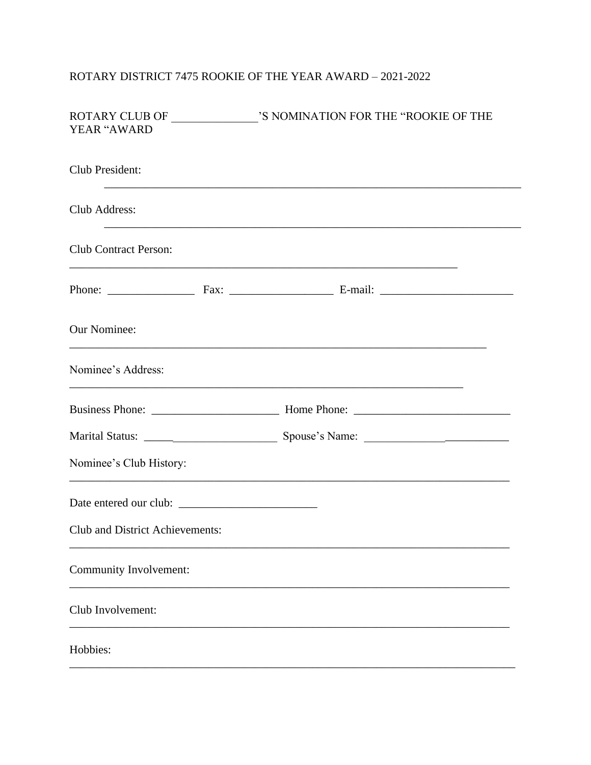ROTARY DISTRICT 7475 ROOKIE OF THE YEAR AWARD – 2021-2022

ROTARY CLUB OF _______________'S NOMINATION FOR THE "ROOKIE OF THE YEAR "AWARD

Club President:

___________________________________________________________________________

Club Address:

___________________________________________________________________________

Club Contract Person:

___________________________________________________________________________

Phone: _______________ Fax: __________________ E-mail: _______________________

Our Nominee:

___________________________________________________________________________

Nominee's Address:

___________________________________________________________________________

Business Phone: ______________________ Home Phone: ___________________________

Marital Status: _____________________ Spouse's Name: _________________________

Nominee's Club History:

___________________________________________________________________________

Date entered our club: ________________________

Club and District Achievements:

___________________________________________________________________________

Community Involvement:

___________________________________________________________________________

Club Involvement:

___________________________________________________________________________

Hobbies:

___________________________________________________________________________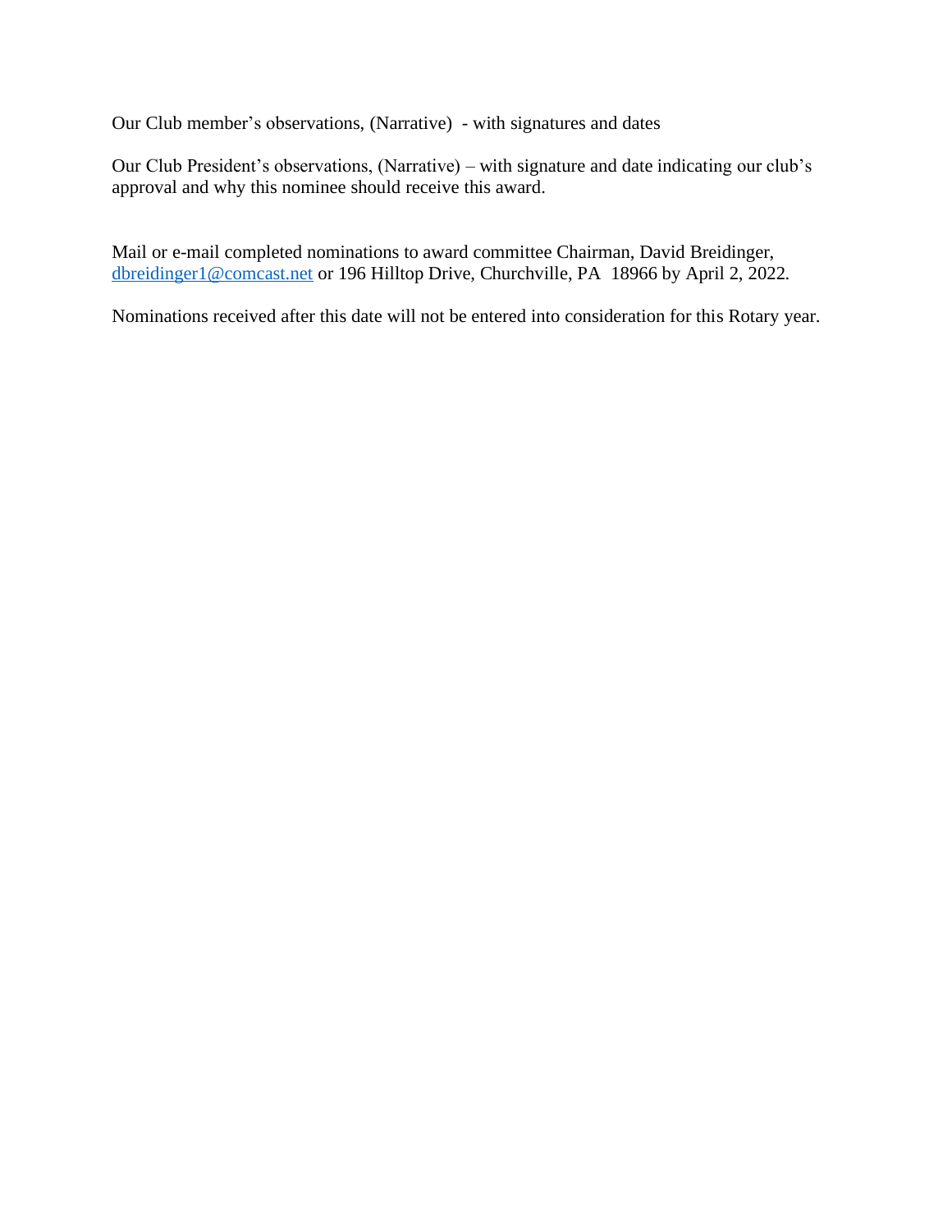Our Club member's observations, (Narrative) - with signatures and dates

Our Club President's observations, (Narrative) – with signature and date indicating our club's approval and why this nominee should receive this award.

Mail or e-mail completed nominations to award committee Chairman, David Breidinger, dbreidinger1@comcast.net or 196 Hilltop Drive, Churchville, PA 18966 by April 2, 2022.

Nominations received after this date will not be entered into consideration for this Rotary year.